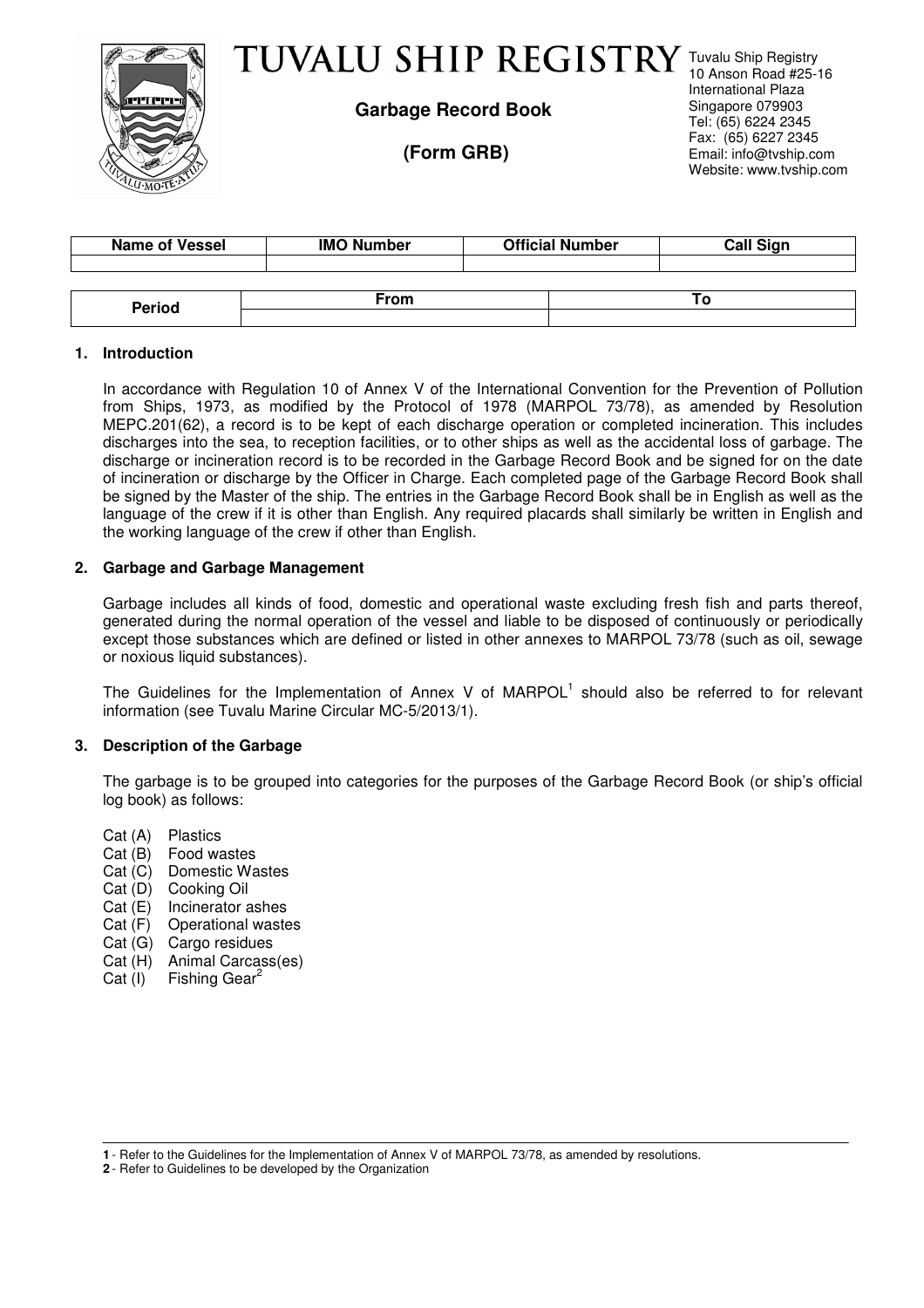# TUVALU SHIP REGISTRY

**Garbage Record Book**

**(Form GRB)**

Tuvalu Ship Registry
10 Anson Road #25-16
International Plaza
Singapore 079903
Tel: (65) 6224 2345
Fax: (65) 6227 2345
Email: info@tvship.com
Website: www.tvship.com

| Name of Vessel | IMO Number | Official Number | Call Sign |
|---|---|---|---|
| | | | |

| Period | From | To |
|---|---|---|
| | | |

## 1. Introduction

In accordance with Regulation 10 of Annex V of the International Convention for the Prevention of Pollution from Ships, 1973, as modified by the Protocol of 1978 (MARPOL 73/78), as amended by Resolution MEPC.201(62), a record is to be kept of each discharge operation or completed incineration. This includes discharges into the sea, to reception facilities, or to other ships as well as the accidental loss of garbage. The discharge or incineration record is to be recorded in the Garbage Record Book and be signed for on the date of incineration or discharge by the Officer in Charge. Each completed page of the Garbage Record Book shall be signed by the Master of the ship. The entries in the Garbage Record Book shall be in English as well as the language of the crew if it is other than English. Any required placards shall similarly be written in English and the working language of the crew if other than English.

## 2. Garbage and Garbage Management

Garbage includes all kinds of food, domestic and operational waste excluding fresh fish and parts thereof, generated during the normal operation of the vessel and liable to be disposed of continuously or periodically except those substances which are defined or listed in other annexes to MARPOL 73/78 (such as oil, sewage or noxious liquid substances).

The Guidelines for the Implementation of Annex V of MARPOL[1] should also be referred to for relevant information (see Tuvalu Marine Circular MC-5/2013/1).

## 3. Description of the Garbage

The garbage is to be grouped into categories for the purposes of the Garbage Record Book (or ship's official log book) as follows:

- Cat (A) Plastics
- Cat (B) Food wastes
- Cat (C) Domestic Wastes
- Cat (D) Cooking Oil
- Cat (E) Incinerator ashes
- Cat (F) Operational wastes
- Cat (G) Cargo residues
- Cat (H) Animal Carcass(es)
- Cat (I) Fishing Gear[2]

---

**1** - Refer to the Guidelines for the Implementation of Annex V of MARPOL 73/78, as amended by resolutions.

**2** - Refer to Guidelines to be developed by the Organization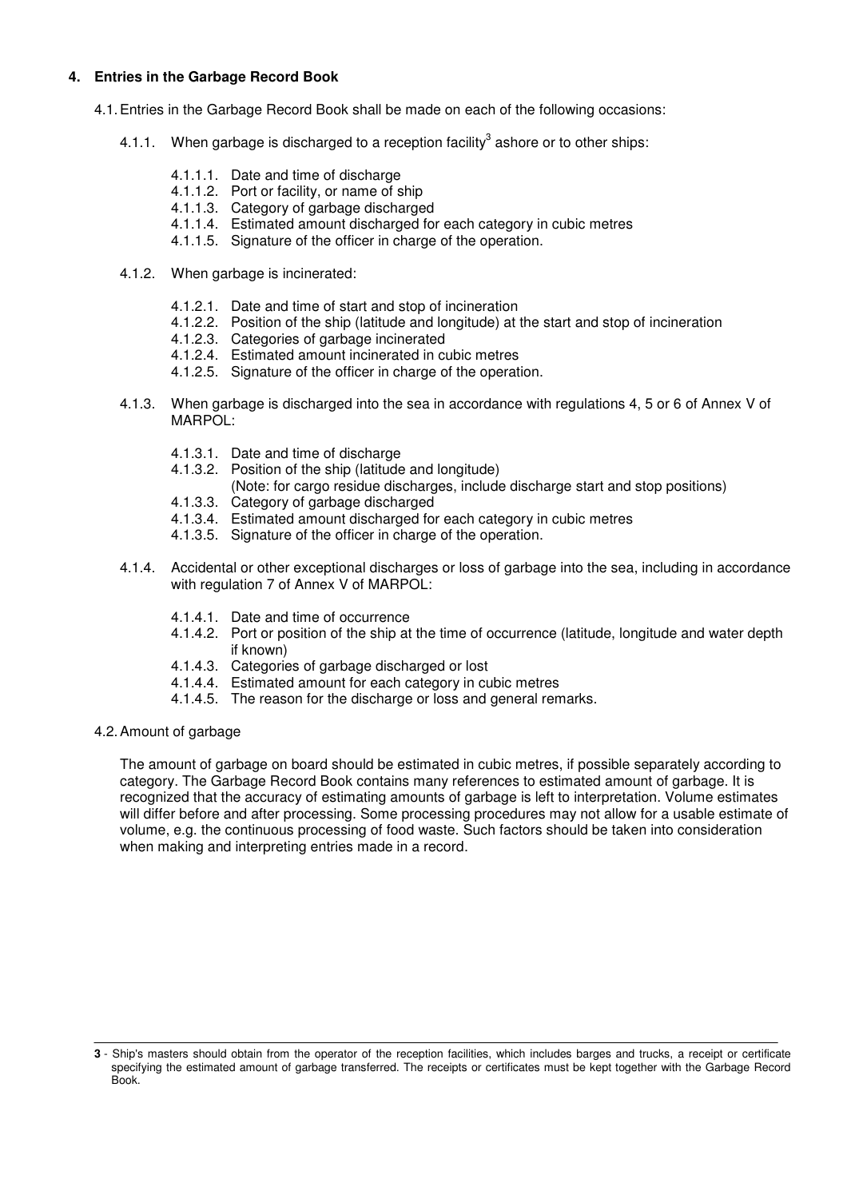## 4. Entries in the Garbage Record Book

4.1. Entries in the Garbage Record Book shall be made on each of the following occasions:

- 4.1.1. When garbage is discharged to a reception facility[3] ashore or to other ships:
  - 4.1.1.1. Date and time of discharge
  - 4.1.1.2. Port or facility, or name of ship
  - 4.1.1.3. Category of garbage discharged
  - 4.1.1.4. Estimated amount discharged for each category in cubic metres
  - 4.1.1.5. Signature of the officer in charge of the operation.

- 4.1.2. When garbage is incinerated:
  - 4.1.2.1. Date and time of start and stop of incineration
  - 4.1.2.2. Position of the ship (latitude and longitude) at the start and stop of incineration
  - 4.1.2.3. Categories of garbage incinerated
  - 4.1.2.4. Estimated amount incinerated in cubic metres
  - 4.1.2.5. Signature of the officer in charge of the operation.

- 4.1.3. When garbage is discharged into the sea in accordance with regulations 4, 5 or 6 of Annex V of MARPOL:
  - 4.1.3.1. Date and time of discharge
  - 4.1.3.2. Position of the ship (latitude and longitude)
    (Note: for cargo residue discharges, include discharge start and stop positions)
  - 4.1.3.3. Category of garbage discharged
  - 4.1.3.4. Estimated amount discharged for each category in cubic metres
  - 4.1.3.5. Signature of the officer in charge of the operation.

- 4.1.4. Accidental or other exceptional discharges or loss of garbage into the sea, including in accordance with regulation 7 of Annex V of MARPOL:
  - 4.1.4.1. Date and time of occurrence
  - 4.1.4.2. Port or position of the ship at the time of occurrence (latitude, longitude and water depth if known)
  - 4.1.4.3. Categories of garbage discharged or lost
  - 4.1.4.4. Estimated amount for each category in cubic metres
  - 4.1.4.5. The reason for the discharge or loss and general remarks.

4.2. Amount of garbage

The amount of garbage on board should be estimated in cubic metres, if possible separately according to category. The Garbage Record Book contains many references to estimated amount of garbage. It is recognized that the accuracy of estimating amounts of garbage is left to interpretation. Volume estimates will differ before and after processing. Some processing procedures may not allow for a usable estimate of volume, e.g. the continuous processing of food waste. Such factors should be taken into consideration when making and interpreting entries made in a record.

---

**3** - Ship's masters should obtain from the operator of the reception facilities, which includes barges and trucks, a receipt or certificate specifying the estimated amount of garbage transferred. The receipts or certificates must be kept together with the Garbage Record Book.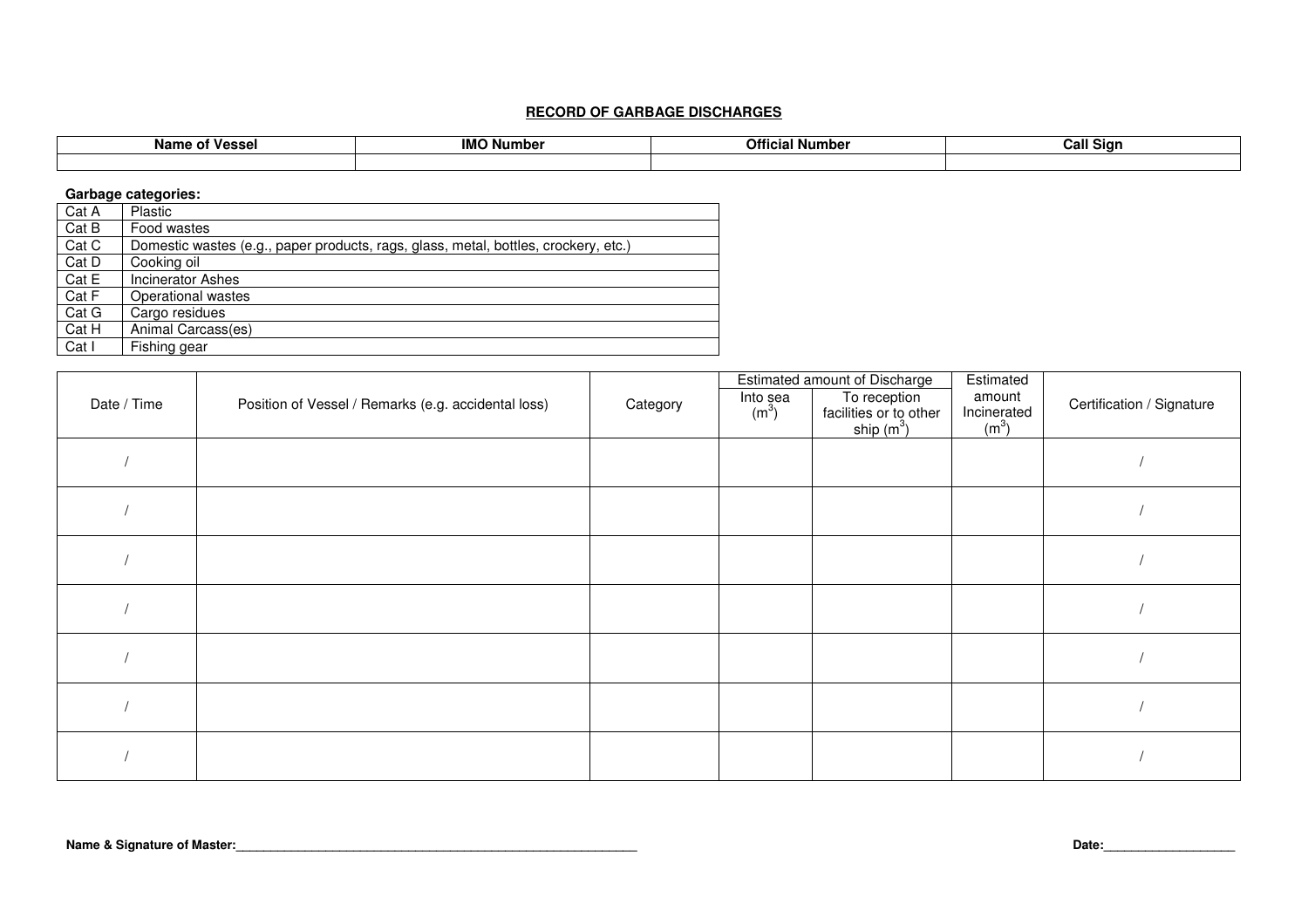## RECORD OF GARBAGE DISCHARGES

| Name of Vessel | IMO Number | Official Number | Call Sign |
|---|---|---|---|
| | | | |

**Garbage categories:**

| | |
|---|---|
| Cat A | Plastic |
| Cat B | Food wastes |
| Cat C | Domestic wastes (e.g., paper products, rags, glass, metal, bottles, crockery, etc.) |
| Cat D | Cooking oil |
| Cat E | Incinerator Ashes |
| Cat F | Operational wastes |
| Cat G | Cargo residues |
| Cat H | Animal Carcass(es) |
| Cat I | Fishing gear |

| Date / Time | Position of Vessel / Remarks (e.g. accidental loss) | Category | Estimated amount of Discharge | | Estimated amount Incinerated ($m^3$) | Certification / Signature |
|---|---|---|---|---|---|---|
| | | | Into sea ($m^3$) | To reception facilities or to other ship ($m^3$) | | |
| / | | | | | | / |
| / | | | | | | / |
| / | | | | | | / |
| / | | | | | | / |
| / | | | | | | / |
| / | | | | | | / |
| / | | | | | | / |

**Name & Signature of Master:**\_\_\_\_\_\_\_\_\_\_\_\_\_\_\_\_\_\_\_\_\_\_\_\_\_\_\_\_\_\_\_\_\_\_\_\_\_\_\_\_\_\_\_\_\_\_\_\_\_\_\_\_\_\_\_\_\_\_\_\_ **Date:**\_\_\_\_\_\_\_\_\_\_\_\_\_\_\_\_\_\_\_